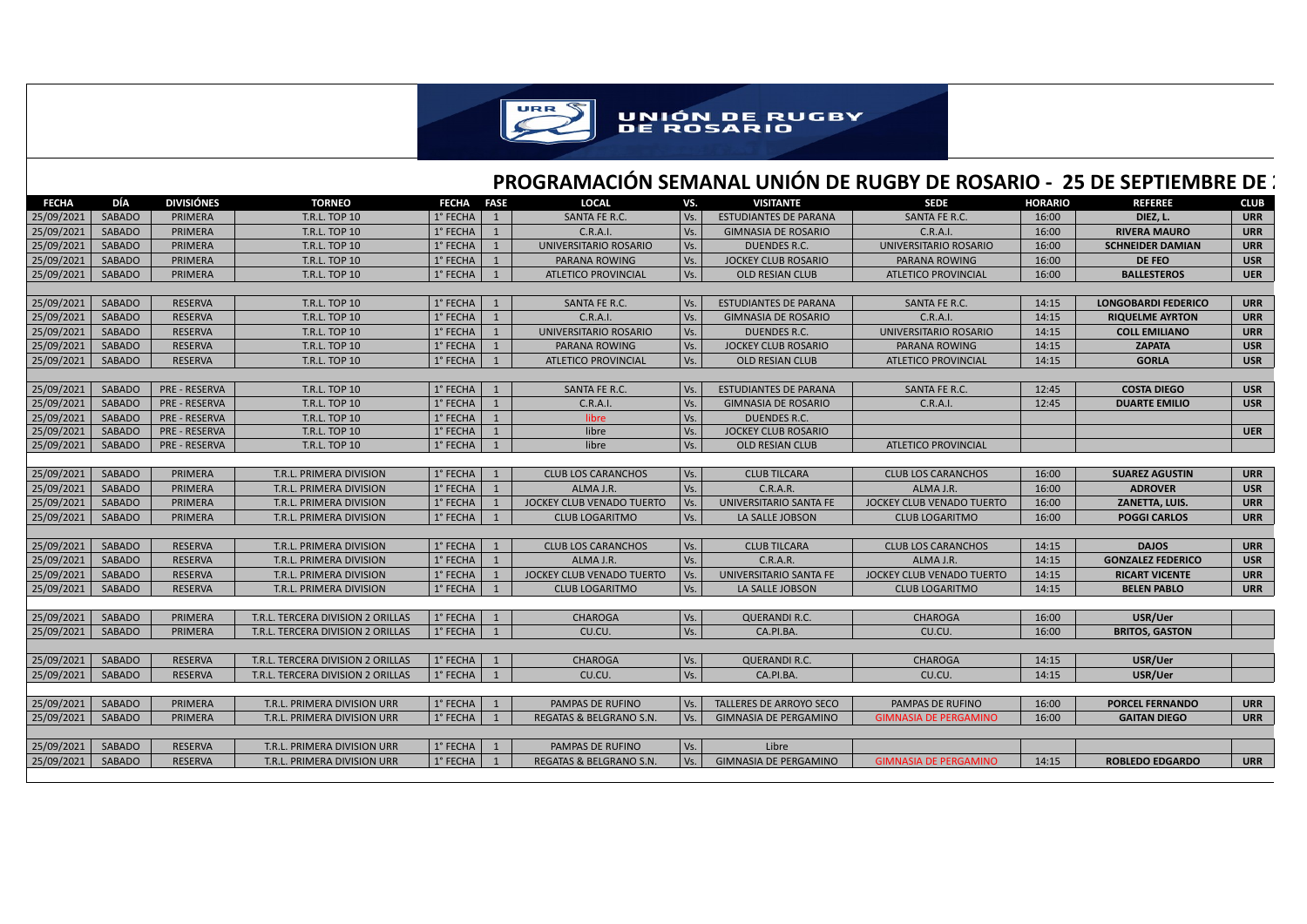UNIÓN DE RUGBY DE ROSARIO

## PROGRAMACIÓN SEMANAL UNIÓN DE RUGBY DE ROSARIO - 25 DE SEPTIEMBRE DE

| FECHA | DÍA | DIVISIÓNES | TORNEO | FECHA | FASE | LOCAL | VS. | VISITANTE | SEDE | HORARIO | REFEREE | CLUB |
|---|---|---|---|---|---|---|---|---|---|---|---|---|
| 25/09/2021 | SABADO | PRIMERA | T.R.L. TOP 10 | 1° FECHA | 1 | SANTA FE R.C. | Vs. | ESTUDIANTES DE PARANA | SANTA FE R.C. | 16:00 | **DIEZ, L.** | **URR** |
| 25/09/2021 | SABADO | PRIMERA | T.R.L. TOP 10 | 1° FECHA | 1 | C.R.A.I. | Vs. | GIMNASIA DE ROSARIO | C.R.A.I. | 16:00 | **RIVERA MAURO** | **URR** |
| 25/09/2021 | SABADO | PRIMERA | T.R.L. TOP 10 | 1° FECHA | 1 | UNIVERSITARIO ROSARIO | Vs. | DUENDES R.C. | UNIVERSITARIO ROSARIO | 16:00 | **SCHNEIDER DAMIAN** | **URR** |
| 25/09/2021 | SABADO | PRIMERA | T.R.L. TOP 10 | 1° FECHA | 1 | PARANA ROWING | Vs. | JOCKEY CLUB ROSARIO | PARANA ROWING | 16:00 | **DE FEO** | **USR** |
| 25/09/2021 | SABADO | PRIMERA | T.R.L. TOP 10 | 1° FECHA | 1 | ATLETICO PROVINCIAL | Vs. | OLD RESIAN CLUB | ATLETICO PROVINCIAL | 16:00 | **BALLESTEROS** | **UER** |
| | | | | | | | | | | | | |
| 25/09/2021 | SABADO | RESERVA | T.R.L. TOP 10 | 1° FECHA | 1 | SANTA FE R.C. | Vs. | ESTUDIANTES DE PARANA | SANTA FE R.C. | 14:15 | **LONGOBARDI FEDERICO** | **URR** |
| 25/09/2021 | SABADO | RESERVA | T.R.L. TOP 10 | 1° FECHA | 1 | C.R.A.I. | Vs. | GIMNASIA DE ROSARIO | C.R.A.I. | 14:15 | **RIQUELME AYRTON** | **URR** |
| 25/09/2021 | SABADO | RESERVA | T.R.L. TOP 10 | 1° FECHA | 1 | UNIVERSITARIO ROSARIO | Vs. | DUENDES R.C. | UNIVERSITARIO ROSARIO | 14:15 | **COLL EMILIANO** | **URR** |
| 25/09/2021 | SABADO | RESERVA | T.R.L. TOP 10 | 1° FECHA | 1 | PARANA ROWING | Vs. | JOCKEY CLUB ROSARIO | PARANA ROWING | 14:15 | **ZAPATA** | **USR** |
| 25/09/2021 | SABADO | RESERVA | T.R.L. TOP 10 | 1° FECHA | 1 | ATLETICO PROVINCIAL | Vs. | OLD RESIAN CLUB | ATLETICO PROVINCIAL | 14:15 | **GORLA** | **USR** |
| | | | | | | | | | | | | |
| 25/09/2021 | SABADO | PRE - RESERVA | T.R.L. TOP 10 | 1° FECHA | 1 | SANTA FE R.C. | Vs. | ESTUDIANTES DE PARANA | SANTA FE R.C. | 12:45 | **COSTA DIEGO** | **USR** |
| 25/09/2021 | SABADO | PRE - RESERVA | T.R.L. TOP 10 | 1° FECHA | 1 | C.R.A.I. | Vs. | GIMNASIA DE ROSARIO | C.R.A.I. | 12:45 | **DUARTE EMILIO** | **USR** |
| 25/09/2021 | SABADO | PRE - RESERVA | T.R.L. TOP 10 | 1° FECHA | 1 | libre | Vs. | DUENDES R.C. | | | | |
| 25/09/2021 | SABADO | PRE - RESERVA | T.R.L. TOP 10 | 1° FECHA | 1 | libre | Vs. | JOCKEY CLUB ROSARIO | | | | **UER** |
| 25/09/2021 | SABADO | PRE - RESERVA | T.R.L. TOP 10 | 1° FECHA | 1 | libre | Vs. | OLD RESIAN CLUB | ATLETICO PROVINCIAL | | | |
| | | | | | | | | | | | | |
| 25/09/2021 | SABADO | PRIMERA | T.R.L. PRIMERA DIVISION | 1° FECHA | 1 | CLUB LOS CARANCHOS | Vs. | CLUB TILCARA | CLUB LOS CARANCHOS | 16:00 | **SUAREZ AGUSTIN** | **URR** |
| 25/09/2021 | SABADO | PRIMERA | T.R.L. PRIMERA DIVISION | 1° FECHA | 1 | ALMA J.R. | Vs. | C.R.A.R. | ALMA J.R. | 16:00 | **ADROVER** | **USR** |
| 25/09/2021 | SABADO | PRIMERA | T.R.L. PRIMERA DIVISION | 1° FECHA | 1 | JOCKEY CLUB VENADO TUERTO | Vs. | UNIVERSITARIO SANTA FE | JOCKEY CLUB VENADO TUERTO | 16:00 | **ZANETTA, LUIS.** | **URR** |
| 25/09/2021 | SABADO | PRIMERA | T.R.L. PRIMERA DIVISION | 1° FECHA | 1 | CLUB LOGARITMO | Vs. | LA SALLE JOBSON | CLUB LOGARITMO | 16:00 | **POGGI CARLOS** | **URR** |
| | | | | | | | | | | | | |
| 25/09/2021 | SABADO | RESERVA | T.R.L. PRIMERA DIVISION | 1° FECHA | 1 | CLUB LOS CARANCHOS | Vs. | CLUB TILCARA | CLUB LOS CARANCHOS | 14:15 | **DAJOS** | **URR** |
| 25/09/2021 | SABADO | RESERVA | T.R.L. PRIMERA DIVISION | 1° FECHA | 1 | ALMA J.R. | Vs. | C.R.A.R. | ALMA J.R. | 14:15 | **GONZALEZ FEDERICO** | **USR** |
| 25/09/2021 | SABADO | RESERVA | T.R.L. PRIMERA DIVISION | 1° FECHA | 1 | JOCKEY CLUB VENADO TUERTO | Vs. | UNIVERSITARIO SANTA FE | JOCKEY CLUB VENADO TUERTO | 14:15 | **RICART VICENTE** | **URR** |
| 25/09/2021 | SABADO | RESERVA | T.R.L. PRIMERA DIVISION | 1° FECHA | 1 | CLUB LOGARITMO | Vs. | LA SALLE JOBSON | CLUB LOGARITMO | 14:15 | **BELEN PABLO** | **URR** |
| | | | | | | | | | | | | |
| 25/09/2021 | SABADO | PRIMERA | T.R.L. TERCERA DIVISION 2 ORILLAS | 1° FECHA | 1 | CHAROGA | Vs. | QUERANDI R.C. | CHAROGA | 16:00 | **USR/Uer** | |
| 25/09/2021 | SABADO | PRIMERA | T.R.L. TERCERA DIVISION 2 ORILLAS | 1° FECHA | 1 | CU.CU. | Vs. | CA.PI.BA. | CU.CU. | 16:00 | **BRITOS, GASTON** | |
| | | | | | | | | | | | | |
| 25/09/2021 | SABADO | RESERVA | T.R.L. TERCERA DIVISION 2 ORILLAS | 1° FECHA | 1 | CHAROGA | Vs. | QUERANDI R.C. | CHAROGA | 14:15 | **USR/Uer** | |
| 25/09/2021 | SABADO | RESERVA | T.R.L. TERCERA DIVISION 2 ORILLAS | 1° FECHA | 1 | CU.CU. | Vs. | CA.PI.BA. | CU.CU. | 14:15 | **USR/Uer** | |
| | | | | | | | | | | | | |
| 25/09/2021 | SABADO | PRIMERA | T.R.L. PRIMERA DIVISION URR | 1° FECHA | 1 | PAMPAS DE RUFINO | Vs. | TALLERES DE ARROYO SECO | PAMPAS DE RUFINO | 16:00 | **PORCEL FERNANDO** | **URR** |
| 25/09/2021 | SABADO | PRIMERA | T.R.L. PRIMERA DIVISION URR | 1° FECHA | 1 | REGATAS & BELGRANO S.N. | Vs. | GIMNASIA DE PERGAMINO | GIMNASIA DE PERGAMINO | 16:00 | **GAITAN DIEGO** | **URR** |
| | | | | | | | | | | | | |
| 25/09/2021 | SABADO | RESERVA | T.R.L. PRIMERA DIVISION URR | 1° FECHA | 1 | PAMPAS DE RUFINO | Vs. | Libre | | | | |
| 25/09/2021 | SABADO | RESERVA | T.R.L. PRIMERA DIVISION URR | 1° FECHA | 1 | REGATAS & BELGRANO S.N. | Vs. | GIMNASIA DE PERGAMINO | GIMNASIA DE PERGAMINO | 14:15 | **ROBLEDO EDGARDO** | **URR** |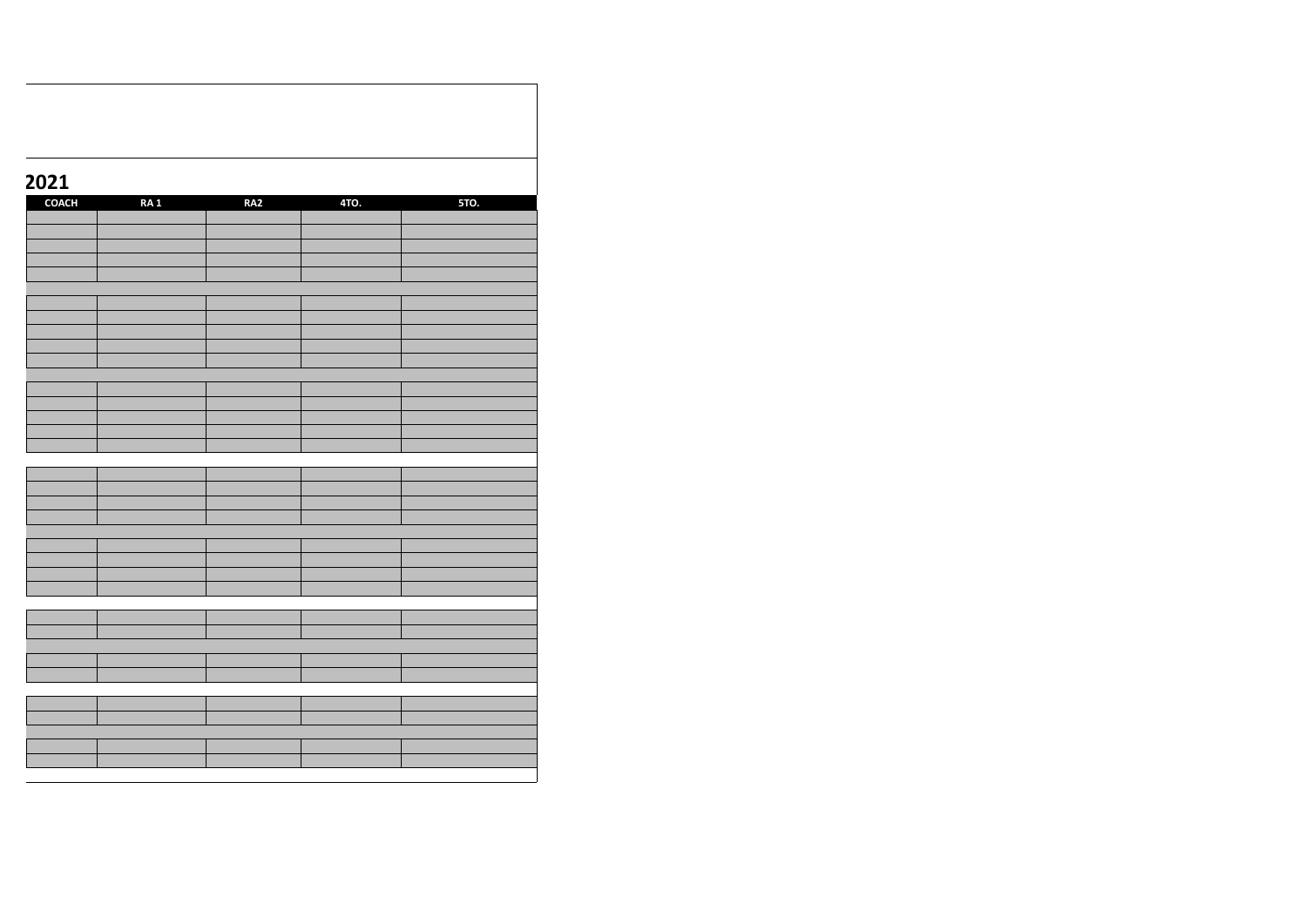**2021**

| COACH | RA 1 | RA2 | 4TO. | 5TO. |
|---|---|---|---|---|
| | | | | |
| | | | | |
| | | | | |
| | | | | |
| | | | | |